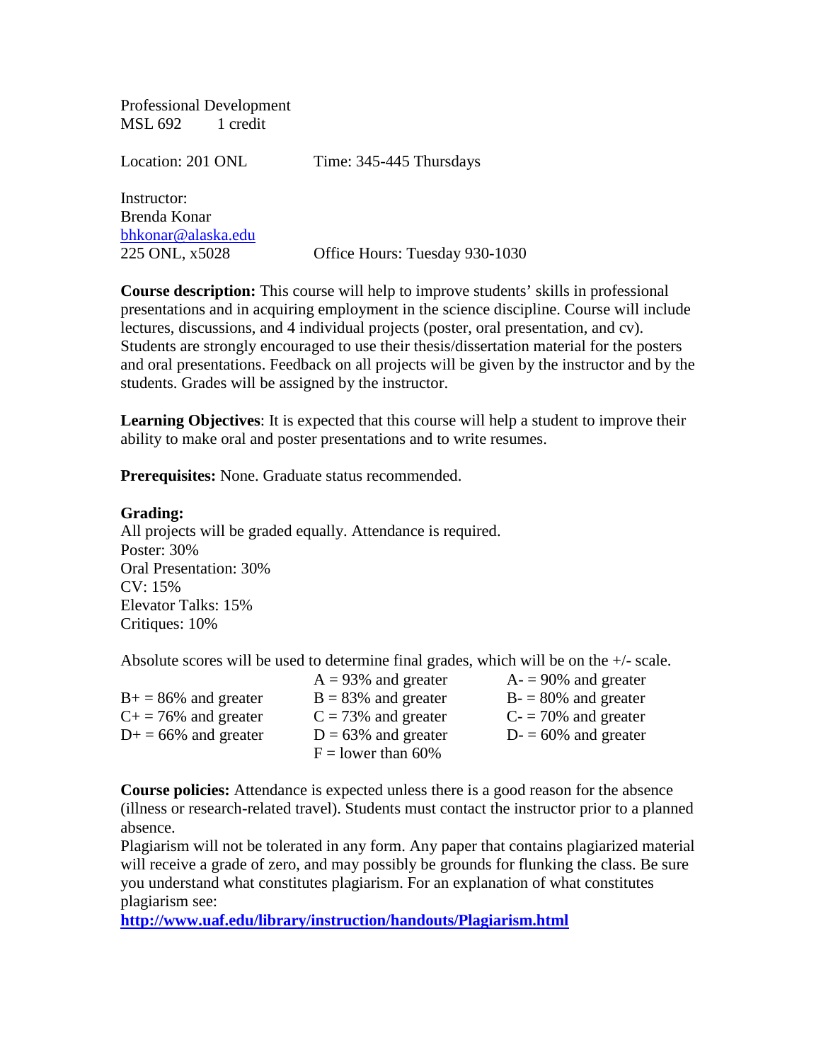Professional Development
MSL 692 1 credit

Location: 201 ONL Time: 345-445 Thursdays

Instructor:
Brenda Konar
bhkonar@alaska.edu
225 ONL, x5028 Office Hours: Tuesday 930-1030

**Course description:** This course will help to improve students' skills in professional presentations and in acquiring employment in the science discipline. Course will include lectures, discussions, and 4 individual projects (poster, oral presentation, and cv). Students are strongly encouraged to use their thesis/dissertation material for the posters and oral presentations. Feedback on all projects will be given by the instructor and by the students. Grades will be assigned by the instructor.

**Learning Objectives**: It is expected that this course will help a student to improve their ability to make oral and poster presentations and to write resumes.

**Prerequisites:** None. Graduate status recommended.

**Grading:**
All projects will be graded equally. Attendance is required.
Poster: 30%
Oral Presentation: 30%
CV: 15%
Elevator Talks: 15%
Critiques: 10%

Absolute scores will be used to determine final grades, which will be on the +/- scale.

| | | |
|---|---|---|
| | A = 93% and greater | A- = 90% and greater |
| B+ = 86% and greater | B = 83% and greater | B- = 80% and greater |
| C+ = 76% and greater | C = 73% and greater | C- = 70% and greater |
| D+ = 66% and greater | D = 63% and greater | D- = 60% and greater |
| | F = lower than 60% | |

**Course policies:** Attendance is expected unless there is a good reason for the absence (illness or research-related travel). Students must contact the instructor prior to a planned absence.
Plagiarism will not be tolerated in any form. Any paper that contains plagiarized material will receive a grade of zero, and may possibly be grounds for flunking the class. Be sure you understand what constitutes plagiarism. For an explanation of what constitutes plagiarism see:
**http://www.uaf.edu/library/instruction/handouts/Plagiarism.html**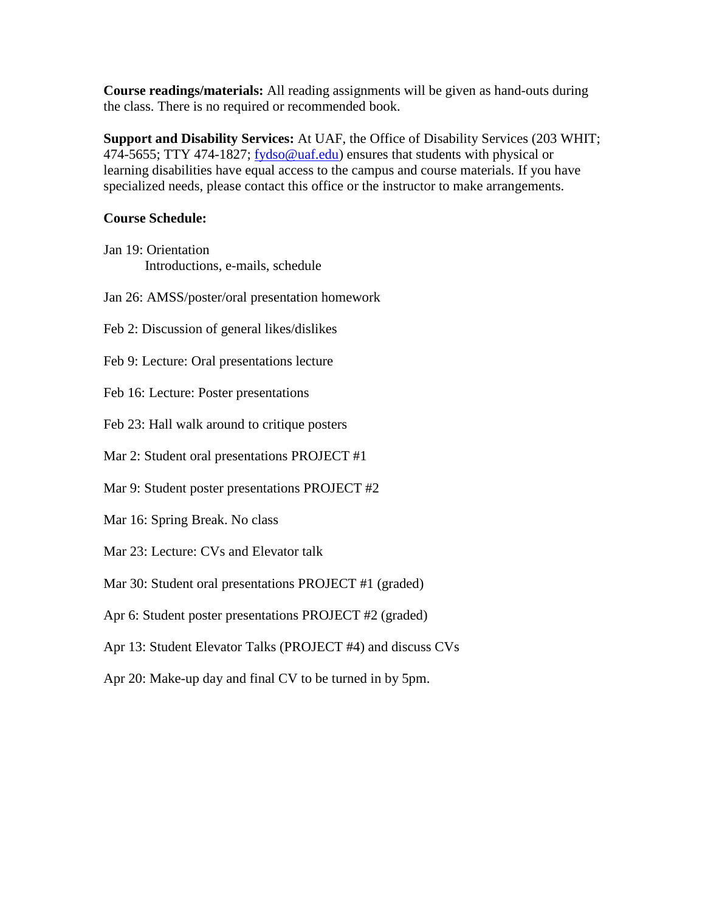**Course readings/materials:** All reading assignments will be given as hand-outs during the class. There is no required or recommended book.

**Support and Disability Services:** At UAF, the Office of Disability Services (203 WHIT; 474-5655; TTY 474-1827; fydso@uaf.edu) ensures that students with physical or learning disabilities have equal access to the campus and course materials. If you have specialized needs, please contact this office or the instructor to make arrangements.

**Course Schedule:**

Jan 19: Orientation
Introductions, e-mails, schedule

Jan 26: AMSS/poster/oral presentation homework

Feb 2: Discussion of general likes/dislikes

Feb 9: Lecture: Oral presentations lecture

Feb 16: Lecture: Poster presentations

Feb 23: Hall walk around to critique posters

Mar 2: Student oral presentations PROJECT #1

Mar 9: Student poster presentations PROJECT #2

Mar 16: Spring Break. No class

Mar 23: Lecture: CVs and Elevator talk

Mar 30: Student oral presentations PROJECT #1 (graded)

Apr 6: Student poster presentations PROJECT #2 (graded)

Apr 13: Student Elevator Talks (PROJECT #4) and discuss CVs

Apr 20: Make-up day and final CV to be turned in by 5pm.